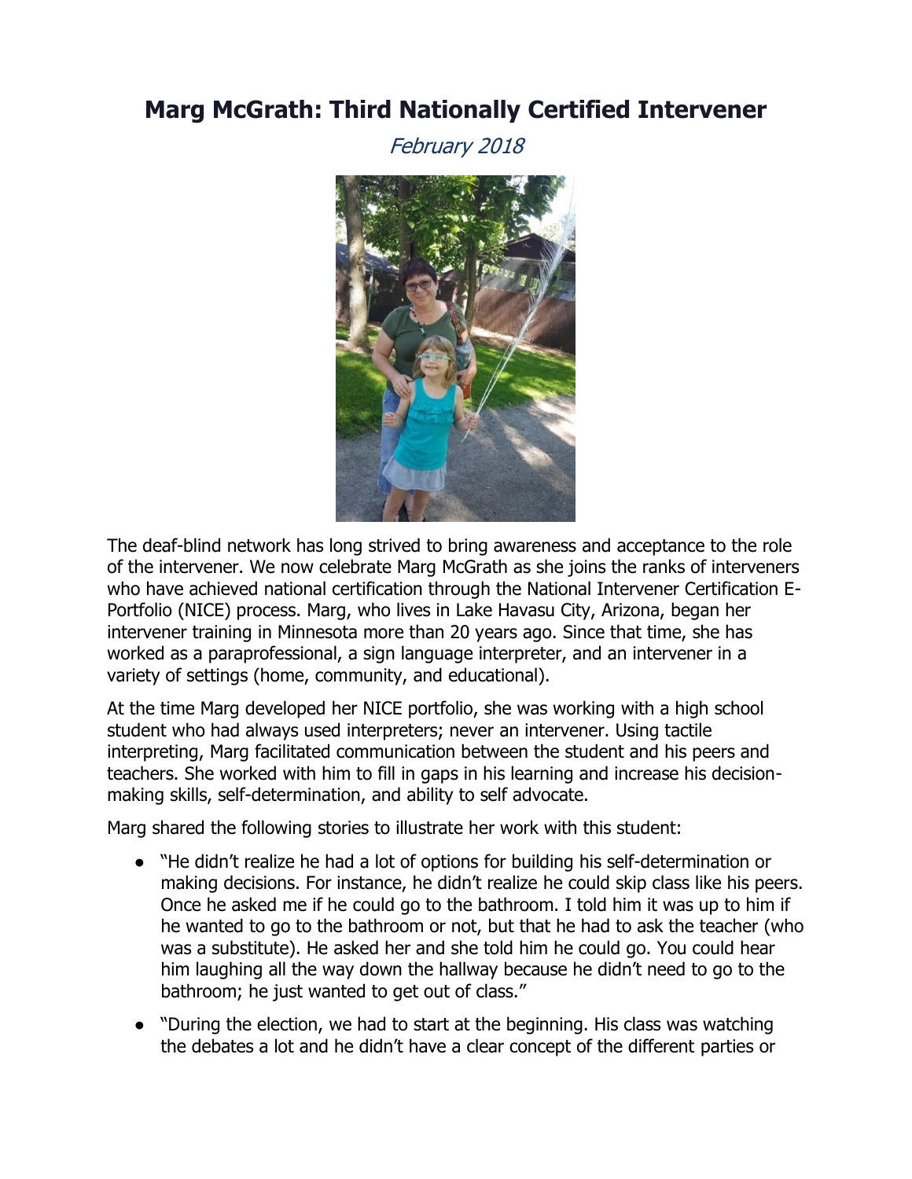# Marg McGrath: Third Nationally Certified Intervener

*February 2018*

The deaf-blind network has long strived to bring awareness and acceptance to the role of the intervener. We now celebrate Marg McGrath as she joins the ranks of interveners who have achieved national certification through the National Intervener Certification E-Portfolio (NICE) process. Marg, who lives in Lake Havasu City, Arizona, began her intervener training in Minnesota more than 20 years ago. Since that time, she has worked as a paraprofessional, a sign language interpreter, and an intervener in a variety of settings (home, community, and educational).

At the time Marg developed her NICE portfolio, she was working with a high school student who had always used interpreters; never an intervener. Using tactile interpreting, Marg facilitated communication between the student and his peers and teachers. She worked with him to fill in gaps in his learning and increase his decision-making skills, self-determination, and ability to self advocate.

Marg shared the following stories to illustrate her work with this student:

- "He didn't realize he had a lot of options for building his self-determination or making decisions. For instance, he didn't realize he could skip class like his peers. Once he asked me if he could go to the bathroom. I told him it was up to him if he wanted to go to the bathroom or not, but that he had to ask the teacher (who was a substitute). He asked her and she told him he could go. You could hear him laughing all the way down the hallway because he didn't need to go to the bathroom; he just wanted to get out of class."
- "During the election, we had to start at the beginning. His class was watching the debates a lot and he didn't have a clear concept of the different parties or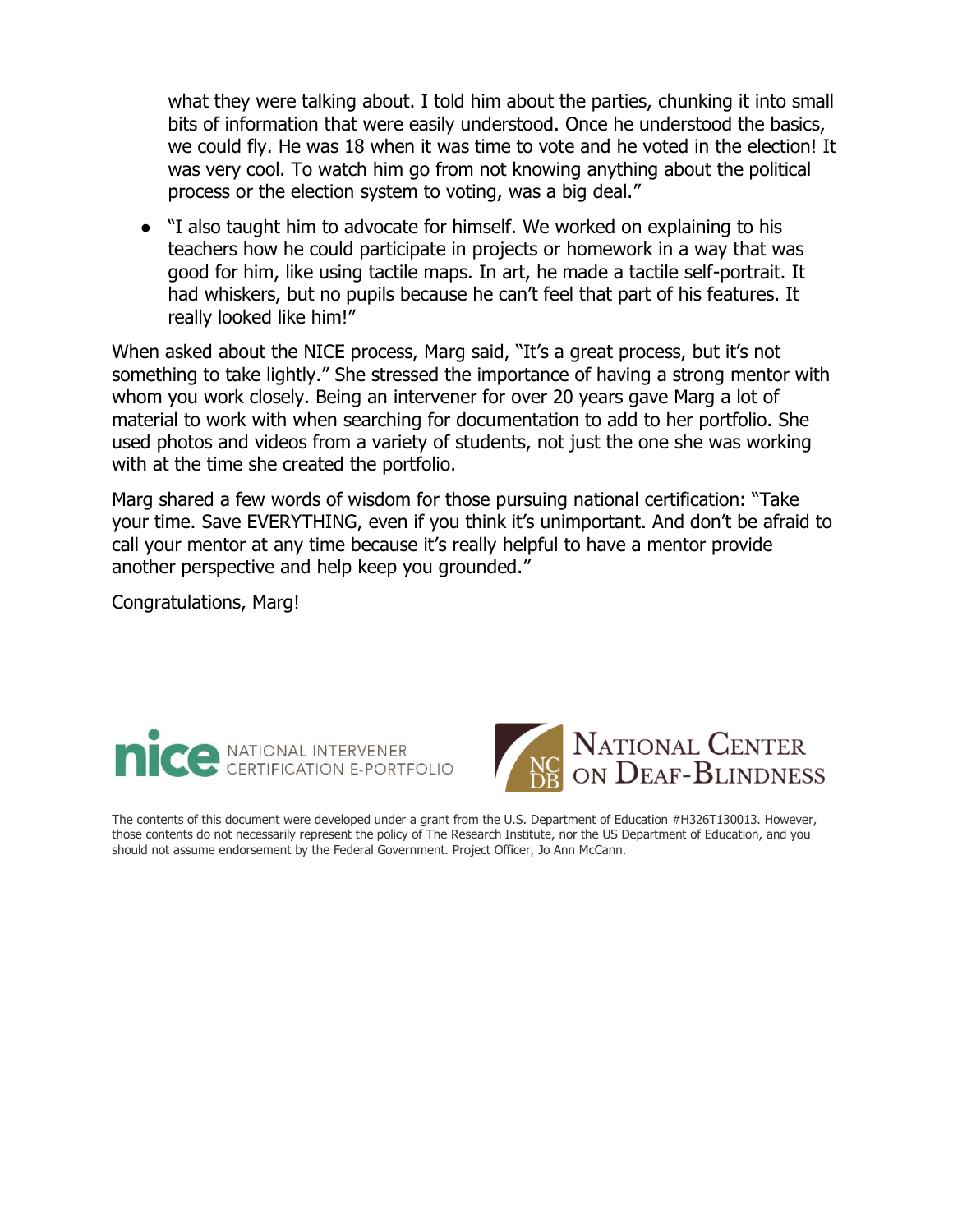what they were talking about. I told him about the parties, chunking it into small bits of information that were easily understood. Once he understood the basics, we could fly. He was 18 when it was time to vote and he voted in the election! It was very cool. To watch him go from not knowing anything about the political process or the election system to voting, was a big deal."

- "I also taught him to advocate for himself. We worked on explaining to his teachers how he could participate in projects or homework in a way that was good for him, like using tactile maps. In art, he made a tactile self-portrait. It had whiskers, but no pupils because he can't feel that part of his features. It really looked like him!"

When asked about the NICE process, Marg said, "It's a great process, but it's not something to take lightly." She stressed the importance of having a strong mentor with whom you work closely. Being an intervener for over 20 years gave Marg a lot of material to work with when searching for documentation to add to her portfolio. She used photos and videos from a variety of students, not just the one she was working with at the time she created the portfolio.

Marg shared a few words of wisdom for those pursuing national certification: "Take your time. Save EVERYTHING, even if you think it's unimportant. And don't be afraid to call your mentor at any time because it's really helpful to have a mentor provide another perspective and help keep you grounded."

Congratulations, Marg!

nice NATIONAL INTERVENER CERTIFICATION E-PORTFOLIO

NCDB NATIONAL CENTER ON DEAF-BLINDNESS

The contents of this document were developed under a grant from the U.S. Department of Education #H326T130013. However, those contents do not necessarily represent the policy of The Research Institute, nor the US Department of Education, and you should not assume endorsement by the Federal Government. Project Officer, Jo Ann McCann.